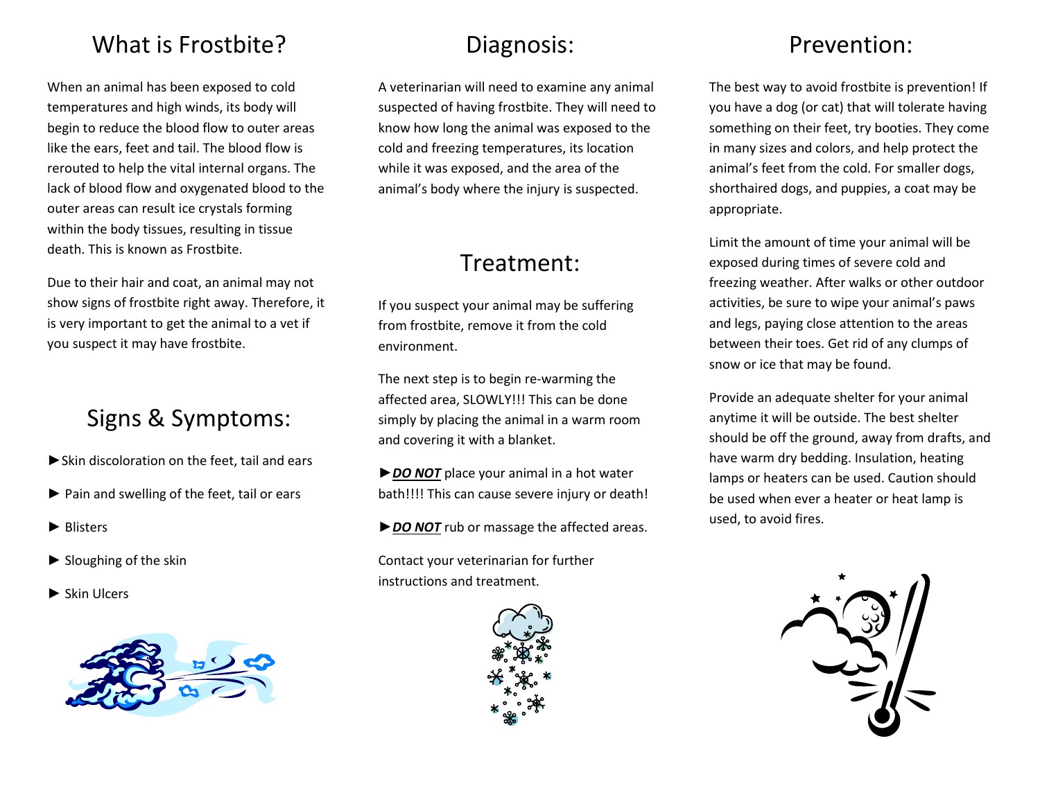# What is Frostbite?

When an animal has been exposed to cold temperatures and high winds, its body will begin to reduce the blood flow to outer areas like the ears, feet and tail. The blood flow is rerouted to help the vital internal organs. The lack of blood flow and oxygenated blood to the outer areas can result ice crystals forming within the body tissues, resulting in tissue death. This is known as Frostbite.

Due to their hair and coat, an animal may not show signs of frostbite right away. Therefore, it is very important to get the animal to a vet if you suspect it may have frostbite.

# Signs & Symptoms:

►Skin discoloration on the feet, tail and ears

► Pain and swelling of the feet, tail or ears

► Blisters

► Sloughing of the skin

► Skin Ulcers

# Diagnosis:

A veterinarian will need to examine any animal suspected of having frostbite. They will need to know how long the animal was exposed to the cold and freezing temperatures, its location while it was exposed, and the area of the animal's body where the injury is suspected.

# Treatment:

If you suspect your animal may be suffering from frostbite, remove it from the cold environment.

The next step is to begin re-warming the affected area, SLOWLY!!! This can be done simply by placing the animal in a warm room and covering it with a blanket.

►***DO NOT*** place your animal in a hot water bath!!!! This can cause severe injury or death!

►***DO NOT*** rub or massage the affected areas.

Contact your veterinarian for further instructions and treatment.

# Prevention:

The best way to avoid frostbite is prevention! If you have a dog (or cat) that will tolerate having something on their feet, try booties. They come in many sizes and colors, and help protect the animal's feet from the cold. For smaller dogs, shorthaired dogs, and puppies, a coat may be appropriate.

Limit the amount of time your animal will be exposed during times of severe cold and freezing weather. After walks or other outdoor activities, be sure to wipe your animal's paws and legs, paying close attention to the areas between their toes. Get rid of any clumps of snow or ice that may be found.

Provide an adequate shelter for your animal anytime it will be outside. The best shelter should be off the ground, away from drafts, and have warm dry bedding. Insulation, heating lamps or heaters can be used. Caution should be used when ever a heater or heat lamp is used, to avoid fires.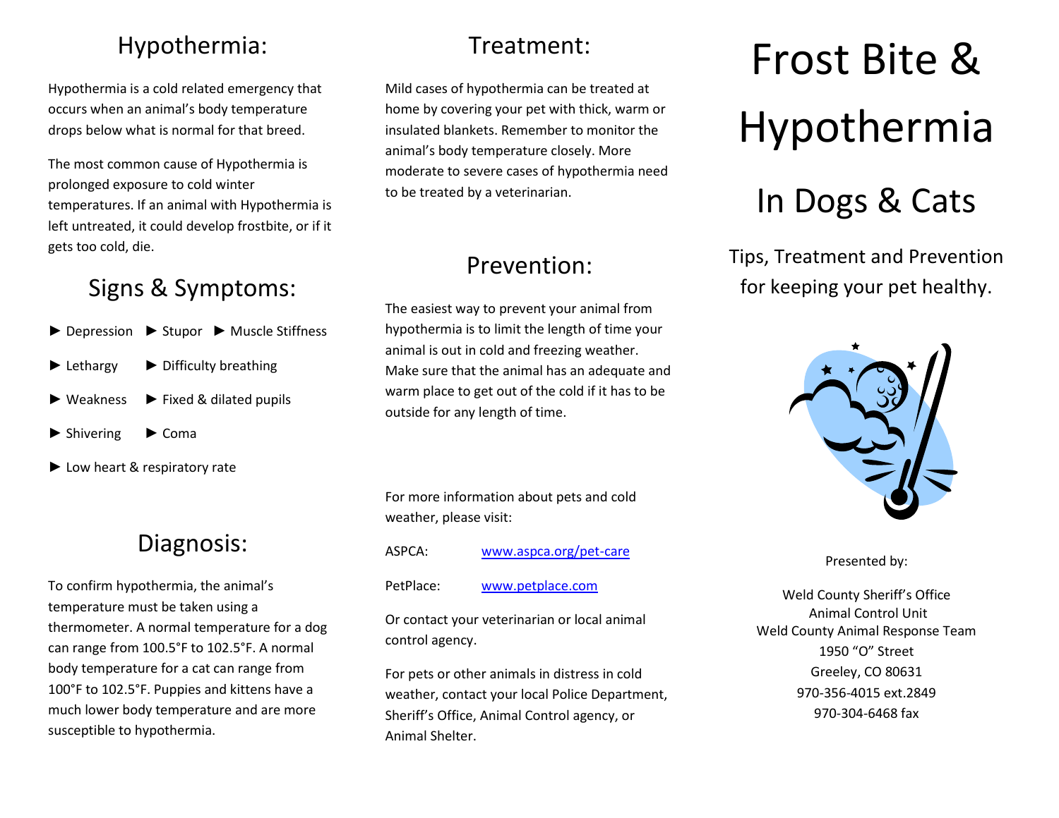## Hypothermia:

Hypothermia is a cold related emergency that occurs when an animal's body temperature drops below what is normal for that breed.

The most common cause of Hypothermia is prolonged exposure to cold winter temperatures. If an animal with Hypothermia is left untreated, it could develop frostbite, or if it gets too cold, die.

## Signs & Symptoms:

- Depression
- Stupor
- Muscle Stiffness
- Lethargy
- Difficulty breathing
- Weakness
- Fixed & dilated pupils
- Shivering
- Coma
- Low heart & respiratory rate

## Diagnosis:

To confirm hypothermia, the animal's temperature must be taken using a thermometer. A normal temperature for a dog can range from 100.5°F to 102.5°F. A normal body temperature for a cat can range from 100°F to 102.5°F. Puppies and kittens have a much lower body temperature and are more susceptible to hypothermia.

## Treatment:

Mild cases of hypothermia can be treated at home by covering your pet with thick, warm or insulated blankets. Remember to monitor the animal's body temperature closely. More moderate to severe cases of hypothermia need to be treated by a veterinarian.

## Prevention:

The easiest way to prevent your animal from hypothermia is to limit the length of time your animal is out in cold and freezing weather. Make sure that the animal has an adequate and warm place to get out of the cold if it has to be outside for any length of time.

For more information about pets and cold weather, please visit:

ASPCA: www.aspca.org/pet-care

PetPlace: www.petplace.com

Or contact your veterinarian or local animal control agency.

For pets or other animals in distress in cold weather, contact your local Police Department, Sheriff's Office, Animal Control agency, or Animal Shelter.

# Frost Bite & Hypothermia

## In Dogs & Cats

Tips, Treatment and Prevention for keeping your pet healthy.

Presented by:

Weld County Sheriff's Office
Animal Control Unit
Weld County Animal Response Team
1950 "O" Street
Greeley, CO 80631
970-356-4015 ext.2849
970-304-6468 fax